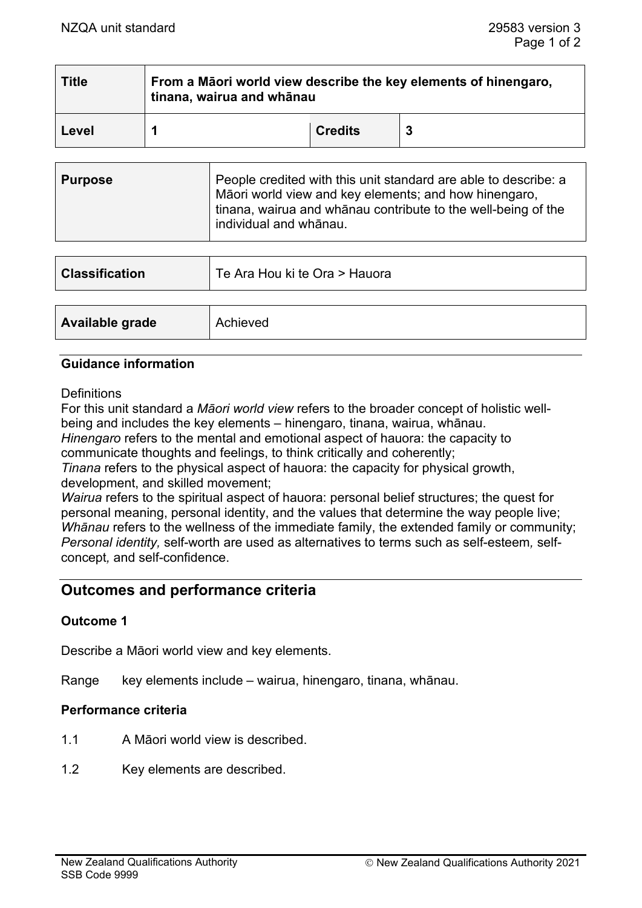| Title | From a Māori world view describe the key elements of hinengaro, tinana, wairua and whānau | | |
|---|---|---|---|
| Level | 1 | Credits | 3 |

| Purpose | People credited with this unit standard are able to describe: a Māori world view and key elements; and how hinengaro, tinana, wairua and whānau contribute to the well-being of the individual and whānau. |
|---|---|

| Classification | Te Ara Hou ki te Ora > Hauora |
|---|---|

| Available grade | Achieved |
|---|---|

### Guidance information

Definitions

For this unit standard a *Māori world view* refers to the broader concept of holistic well-being and includes the key elements – hinengaro, tinana, wairua, whānau.
*Hinengaro* refers to the mental and emotional aspect of hauora: the capacity to communicate thoughts and feelings, to think critically and coherently;
*Tinana* refers to the physical aspect of hauora: the capacity for physical growth, development, and skilled movement;
*Wairua* refers to the spiritual aspect of hauora: personal belief structures; the quest for personal meaning, personal identity, and the values that determine the way people live;
*Whānau* refers to the wellness of the immediate family, the extended family or community;
*Personal identity,* self-worth are used as alternatives to terms such as self-esteem*,* self-concept*,* and self-confidence.

## Outcomes and performance criteria

### Outcome 1

Describe a Māori world view and key elements.

Range key elements include – wairua, hinengaro, tinana, whānau.

### Performance criteria

1.1 A Māori world view is described.

1.2 Key elements are described.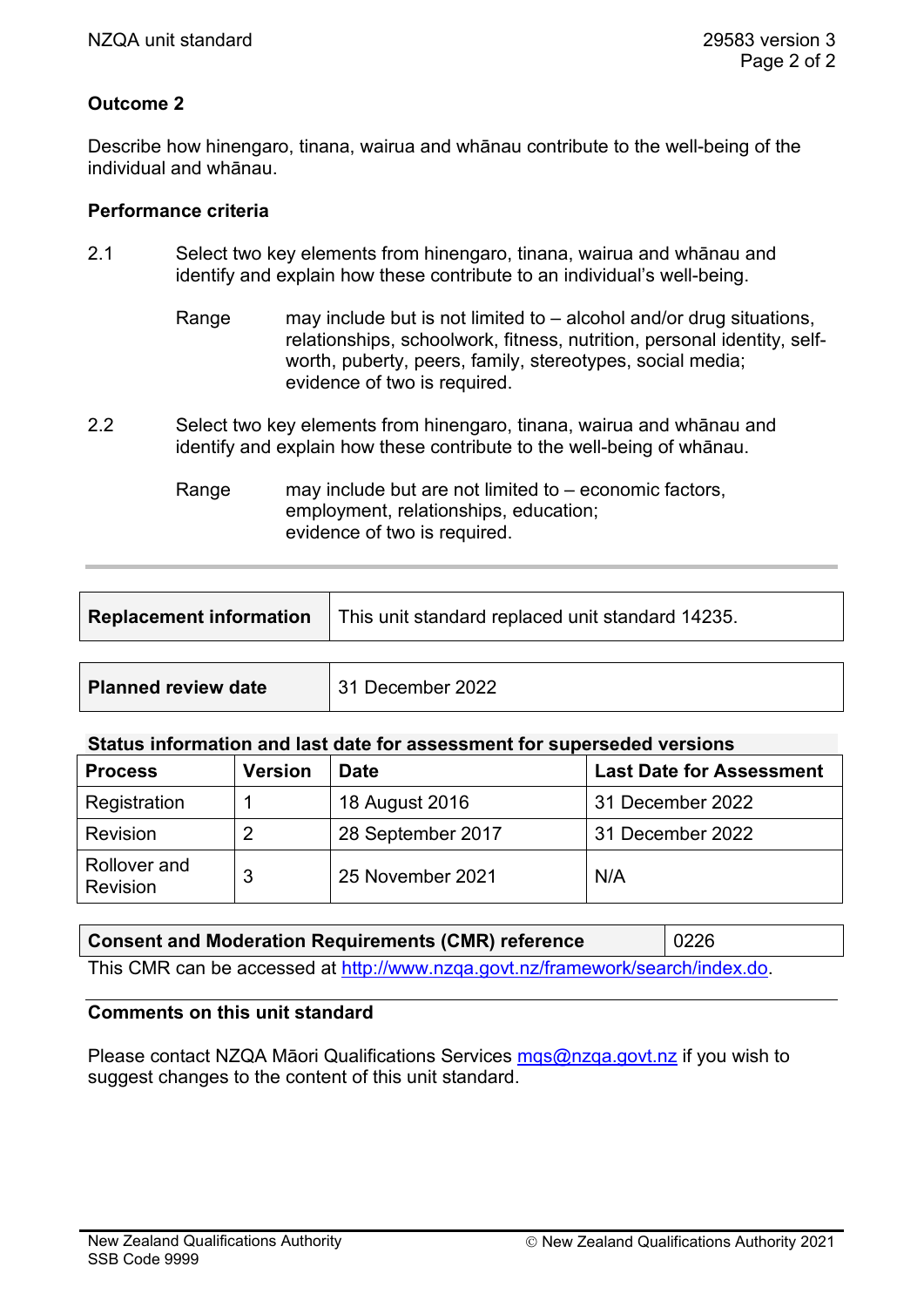## Outcome 2

Describe how hinengaro, tinana, wairua and whānau contribute to the well-being of the individual and whānau.

### Performance criteria

2.1 Select two key elements from hinengaro, tinana, wairua and whānau and identify and explain how these contribute to an individual's well-being.

Range may include but is not limited to – alcohol and/or drug situations, relationships, schoolwork, fitness, nutrition, personal identity, self-worth, puberty, peers, family, stereotypes, social media;
evidence of two is required.

2.2 Select two key elements from hinengaro, tinana, wairua and whānau and identify and explain how these contribute to the well-being of whānau.

Range may include but are not limited to – economic factors, employment, relationships, education;
evidence of two is required.

---

| | |
|---|---|
| **Replacement information** | This unit standard replaced unit standard 14235. |

| | |
|---|---|
| **Planned review date** | 31 December 2022 |

**Status information and last date for assessment for superseded versions**

| Process | Version | Date | Last Date for Assessment |
|---|---|---|---|
| Registration | 1 | 18 August 2016 | 31 December 2022 |
| Revision | 2 | 28 September 2017 | 31 December 2022 |
| Rollover and Revision | 3 | 25 November 2021 | N/A |

| | |
|---|---|
| **Consent and Moderation Requirements (CMR) reference** | 0226 |

This CMR can be accessed at http://www.nzqa.govt.nz/framework/search/index.do.

### Comments on this unit standard

Please contact NZQA Māori Qualifications Services mqs@nzqa.govt.nz if you wish to suggest changes to the content of this unit standard.